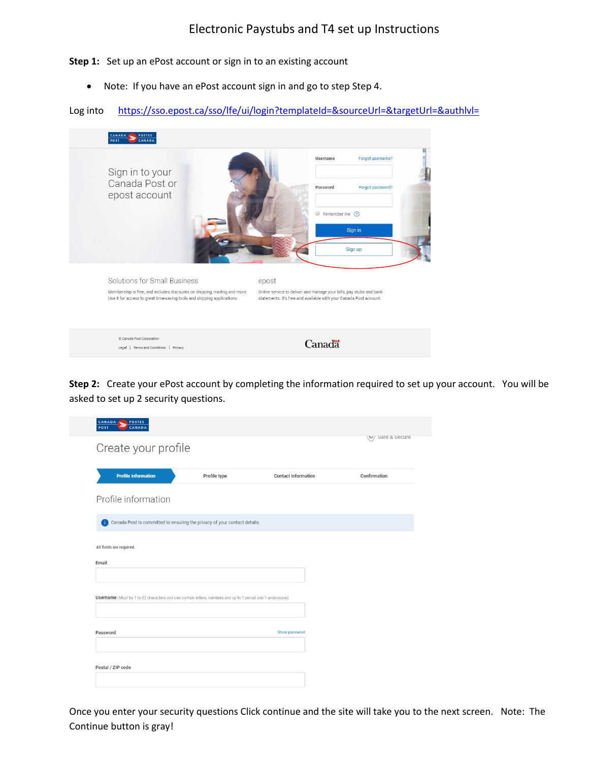# Electronic Paystubs and T4 set up Instructions

**Step 1:** Set up an ePost account or sign in to an existing account

- Note: If you have an ePost account sign in and go to step Step 4.

Log into https://sso.epost.ca/sso/lfe/ui/login?templateId=&sourceUrl=&targetUrl=&authlvl=

**Step 2:** Create your ePost account by completing the information required to set up your account. You will be asked to set up 2 security questions.

Once you enter your security questions Click continue and the site will take you to the next screen. Note: The Continue button is gray!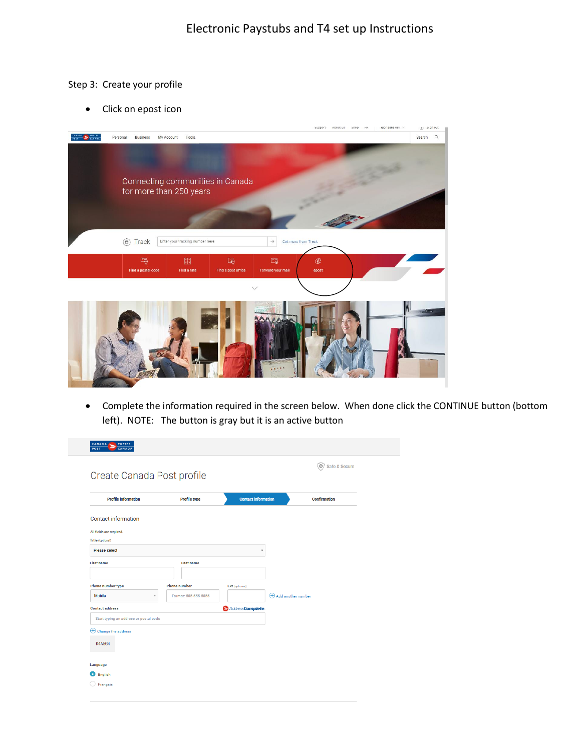Electronic Paystubs and T4 set up Instructions

Step 3: Create your profile

- Click on epost icon

- Complete the information required in the screen below. When done click the CONTINUE button (bottom left). NOTE: The button is gray but it is an active button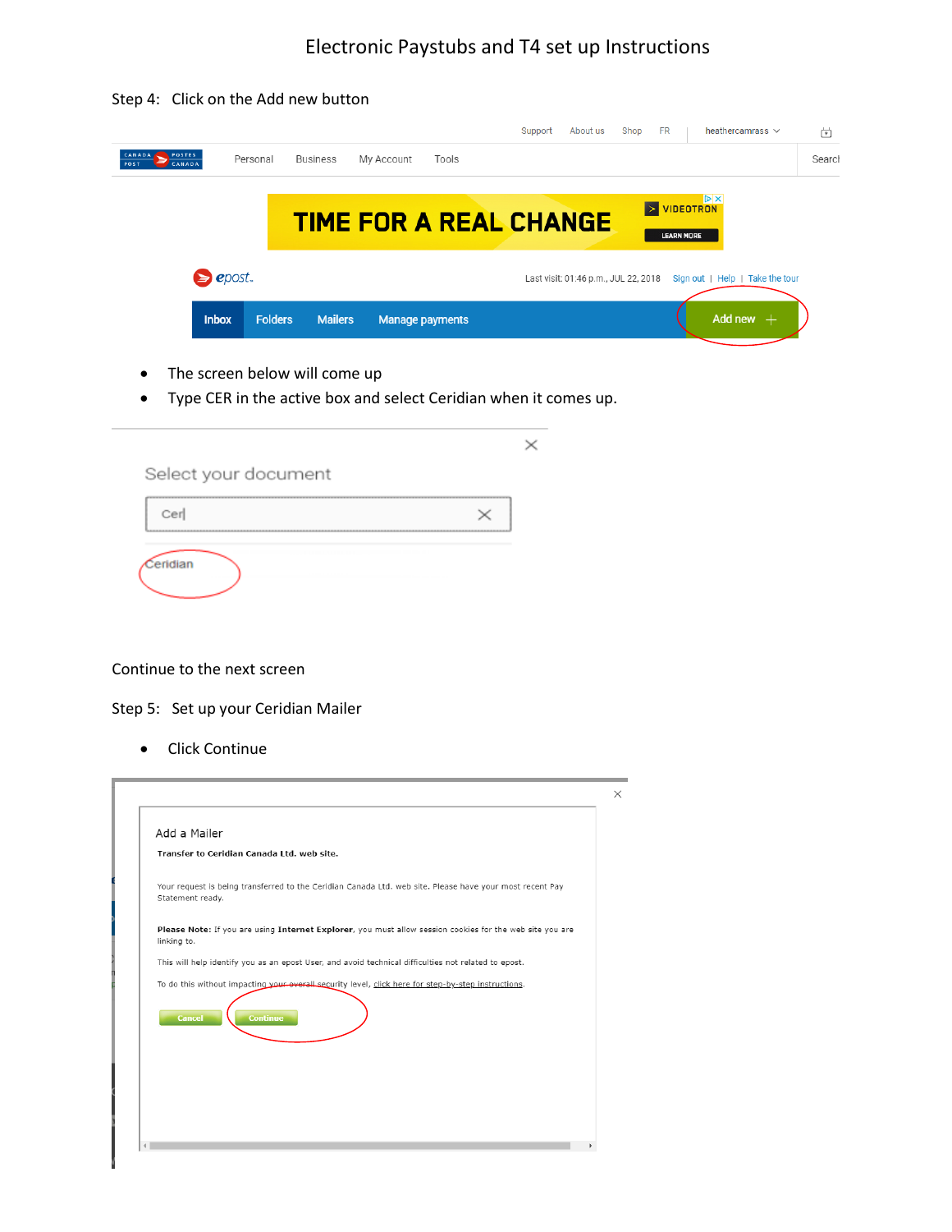# Electronic Paystubs and T4 set up Instructions

Step 4: Click on the Add new button

- The screen below will come up
- Type CER in the active box and select Ceridian when it comes up.

Continue to the next screen

Step 5: Set up your Ceridian Mailer

- Click Continue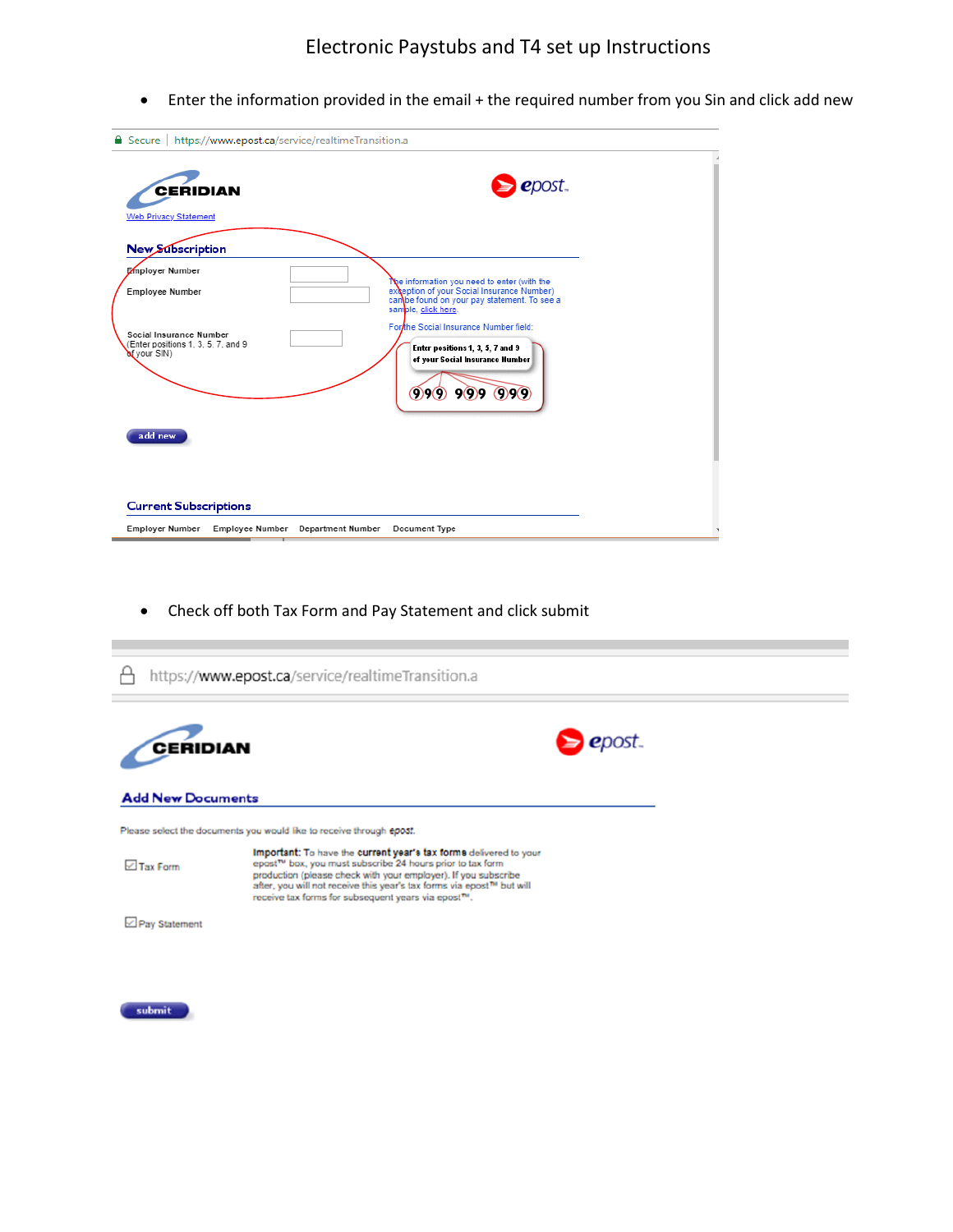# Electronic Paystubs and T4 set up Instructions

- Enter the information provided in the email + the required number from you Sin and click add new

Secure | https://www.epost.ca/service/realtimeTransition.a

CERIDIAN

Web Privacy Statement

epost

**New Subscription**

Employer Number

Employee Number

Social Insurance Number
(Enter positions 1, 3, 5, 7, and 9 of your SIN)

The information you need to enter (with the exception of your Social Insurance Number) can be found on your pay statement. To see a sample, click here.

For the Social Insurance Number field:

Enter positions 1, 3, 5, 7 and 9 of your Social Insurance Number

999 999 999

add new

**Current Subscriptions**

| Employer Number | Employee Number | Department Number | Document Type |
| --- | --- | --- | --- |

- Check off both Tax Form and Pay Statement and click submit

https://www.epost.ca/service/realtimeTransition.a

CERIDIAN

epost

**Add New Documents**

Please select the documents you would like to receive through epost.

☑ Tax Form

**Important:** To have the **current year's tax forms** delivered to your epost™ box, you must subscribe 24 hours prior to tax form production (please check with your employer). If you subscribe after, you will not receive this year's tax forms via epost™ but will receive tax forms for subsequent years via epost™.

☑ Pay Statement

submit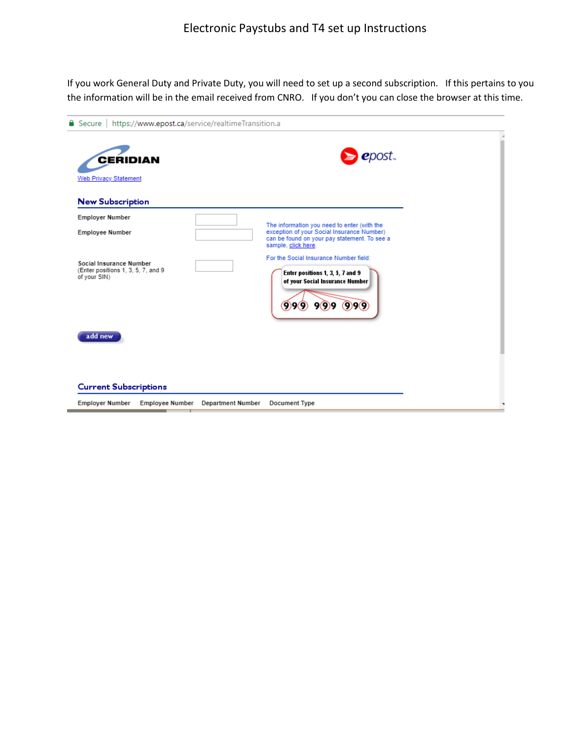# Electronic Paystubs and T4 set up Instructions

If you work General Duty and Private Duty, you will need to set up a second subscription. If this pertains to you the information will be in the email received from CNRO. If you don't you can close the browser at this time.

Secure | https://www.epost.ca/service/realtimeTransition.a

CERIDIAN

Web Privacy Statement

epost

## New Subscription

Employer Number

Employee Number

The information you need to enter (with the exception of your Social Insurance Number) can be found on your pay statement. To see a sample, click here.

For the Social Insurance Number field:

Social Insurance Number
(Enter positions 1, 3, 5, 7, and 9 of your SIN)

Enter positions 1, 3, 5, 7 and 9 of your Social Insurance Number

999 999 999

add new

## Current Subscriptions

| Employer Number | Employee Number | Department Number | Document Type |
|---|---|---|---|